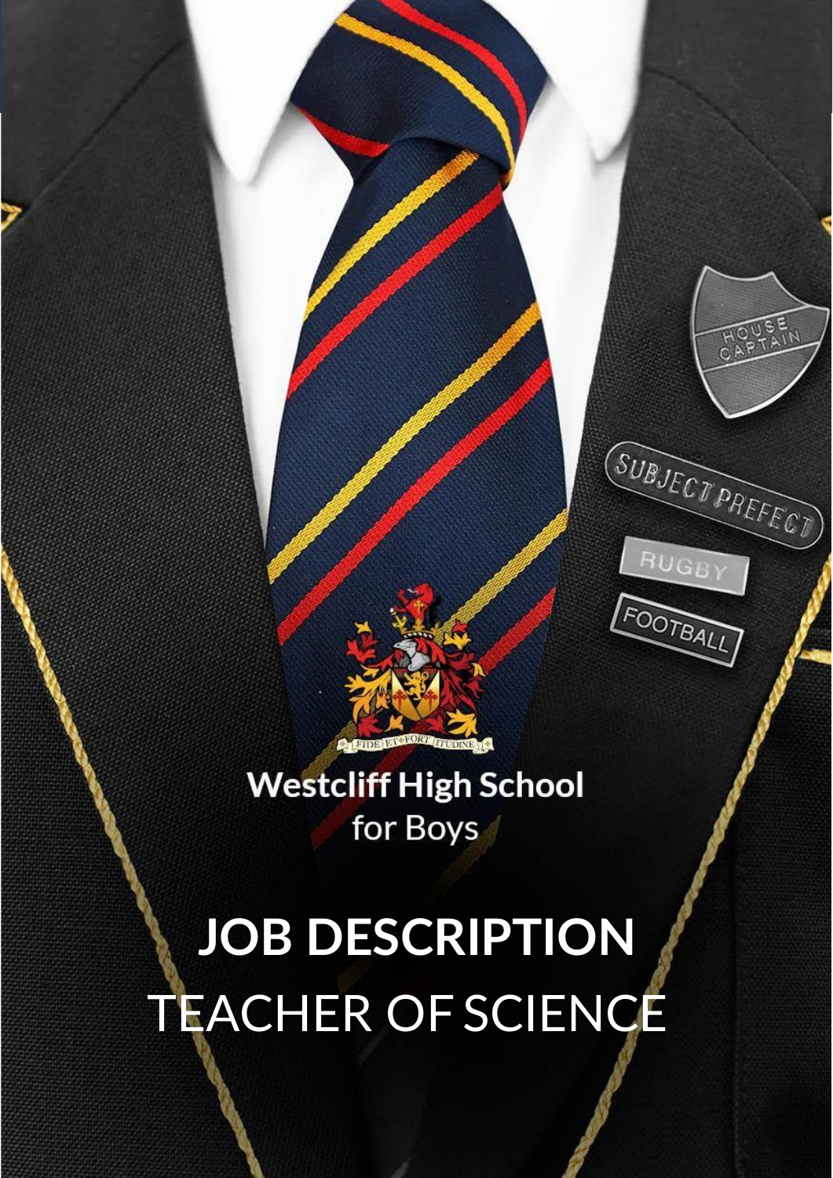Westcliff High School for Boys

# JOB DESCRIPTION

## TEACHER OF SCIENCE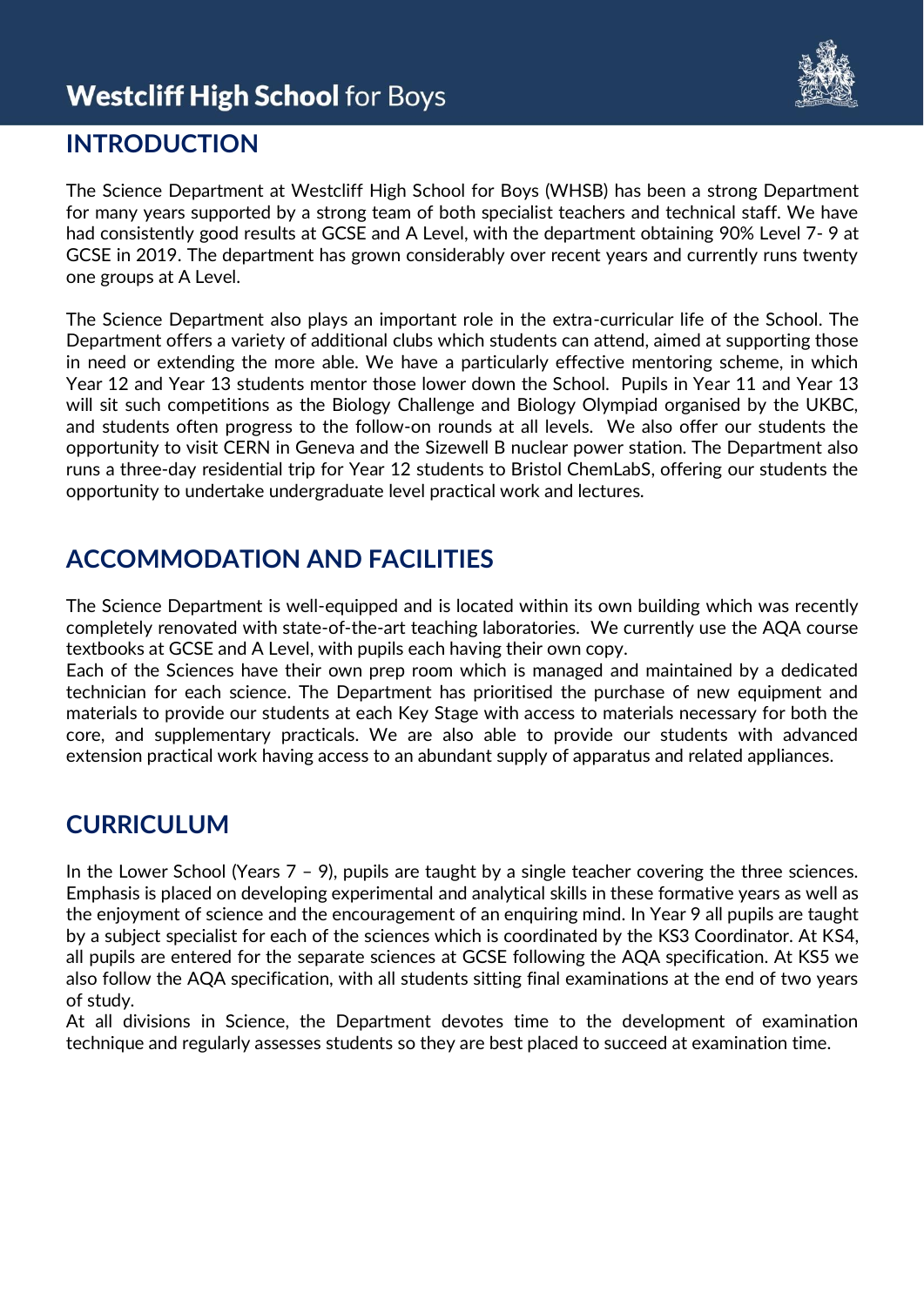## INTRODUCTION

The Science Department at Westcliff High School for Boys (WHSB) has been a strong Department for many years supported by a strong team of both specialist teachers and technical staff. We have had consistently good results at GCSE and A Level, with the department obtaining 90% Level 7- 9 at GCSE in 2019. The department has grown considerably over recent years and currently runs twenty one groups at A Level.

The Science Department also plays an important role in the extra-curricular life of the School. The Department offers a variety of additional clubs which students can attend, aimed at supporting those in need or extending the more able. We have a particularly effective mentoring scheme, in which Year 12 and Year 13 students mentor those lower down the School. Pupils in Year 11 and Year 13 will sit such competitions as the Biology Challenge and Biology Olympiad organised by the UKBC, and students often progress to the follow-on rounds at all levels. We also offer our students the opportunity to visit CERN in Geneva and the Sizewell B nuclear power station. The Department also runs a three-day residential trip for Year 12 students to Bristol ChemLabS, offering our students the opportunity to undertake undergraduate level practical work and lectures.

## ACCOMMODATION AND FACILITIES

The Science Department is well-equipped and is located within its own building which was recently completely renovated with state-of-the-art teaching laboratories. We currently use the AQA course textbooks at GCSE and A Level, with pupils each having their own copy.
Each of the Sciences have their own prep room which is managed and maintained by a dedicated technician for each science. The Department has prioritised the purchase of new equipment and materials to provide our students at each Key Stage with access to materials necessary for both the core, and supplementary practicals. We are also able to provide our students with advanced extension practical work having access to an abundant supply of apparatus and related appliances.

## CURRICULUM

In the Lower School (Years 7 – 9), pupils are taught by a single teacher covering the three sciences. Emphasis is placed on developing experimental and analytical skills in these formative years as well as the enjoyment of science and the encouragement of an enquiring mind. In Year 9 all pupils are taught by a subject specialist for each of the sciences which is coordinated by the KS3 Coordinator. At KS4, all pupils are entered for the separate sciences at GCSE following the AQA specification. At KS5 we also follow the AQA specification, with all students sitting final examinations at the end of two years of study.
At all divisions in Science, the Department devotes time to the development of examination technique and regularly assesses students so they are best placed to succeed at examination time.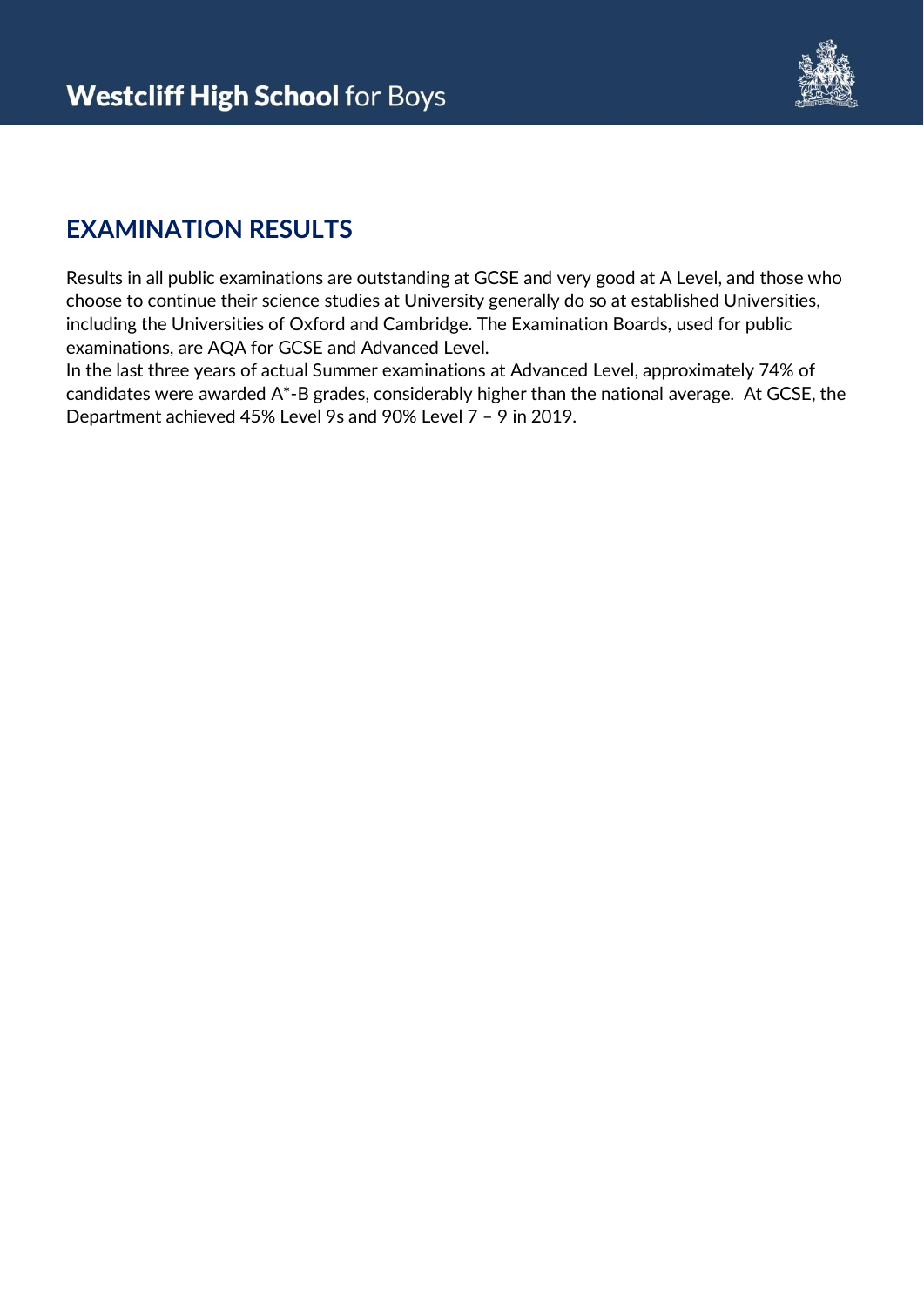## EXAMINATION RESULTS

Results in all public examinations are outstanding at GCSE and very good at A Level, and those who choose to continue their science studies at University generally do so at established Universities, including the Universities of Oxford and Cambridge. The Examination Boards, used for public examinations, are AQA for GCSE and Advanced Level.
In the last three years of actual Summer examinations at Advanced Level, approximately 74% of candidates were awarded A*-B grades, considerably higher than the national average. At GCSE, the Department achieved 45% Level 9s and 90% Level 7 – 9 in 2019.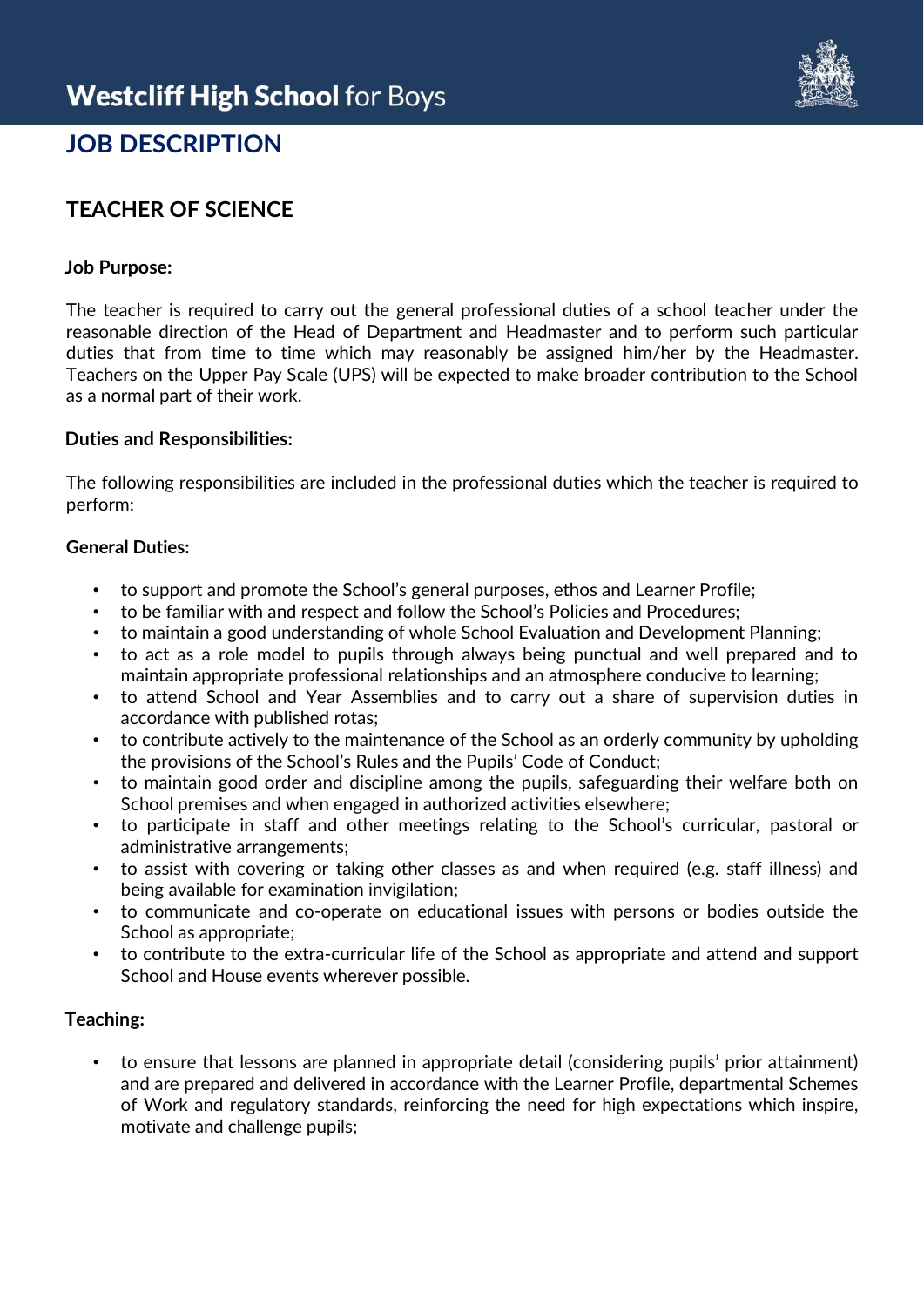# Westcliff High School for Boys

## JOB DESCRIPTION

## TEACHER OF SCIENCE

**Job Purpose:**

The teacher is required to carry out the general professional duties of a school teacher under the reasonable direction of the Head of Department and Headmaster and to perform such particular duties that from time to time which may reasonably be assigned him/her by the Headmaster. Teachers on the Upper Pay Scale (UPS) will be expected to make broader contribution to the School as a normal part of their work.

**Duties and Responsibilities:**

The following responsibilities are included in the professional duties which the teacher is required to perform:

**General Duties:**

- to support and promote the School's general purposes, ethos and Learner Profile;
- to be familiar with and respect and follow the School's Policies and Procedures;
- to maintain a good understanding of whole School Evaluation and Development Planning;
- to act as a role model to pupils through always being punctual and well prepared and to maintain appropriate professional relationships and an atmosphere conducive to learning;
- to attend School and Year Assemblies and to carry out a share of supervision duties in accordance with published rotas;
- to contribute actively to the maintenance of the School as an orderly community by upholding the provisions of the School's Rules and the Pupils' Code of Conduct;
- to maintain good order and discipline among the pupils, safeguarding their welfare both on School premises and when engaged in authorized activities elsewhere;
- to participate in staff and other meetings relating to the School's curricular, pastoral or administrative arrangements;
- to assist with covering or taking other classes as and when required (e.g. staff illness) and being available for examination invigilation;
- to communicate and co-operate on educational issues with persons or bodies outside the School as appropriate;
- to contribute to the extra-curricular life of the School as appropriate and attend and support School and House events wherever possible.

**Teaching:**

- to ensure that lessons are planned in appropriate detail (considering pupils' prior attainment) and are prepared and delivered in accordance with the Learner Profile, departmental Schemes of Work and regulatory standards, reinforcing the need for high expectations which inspire, motivate and challenge pupils;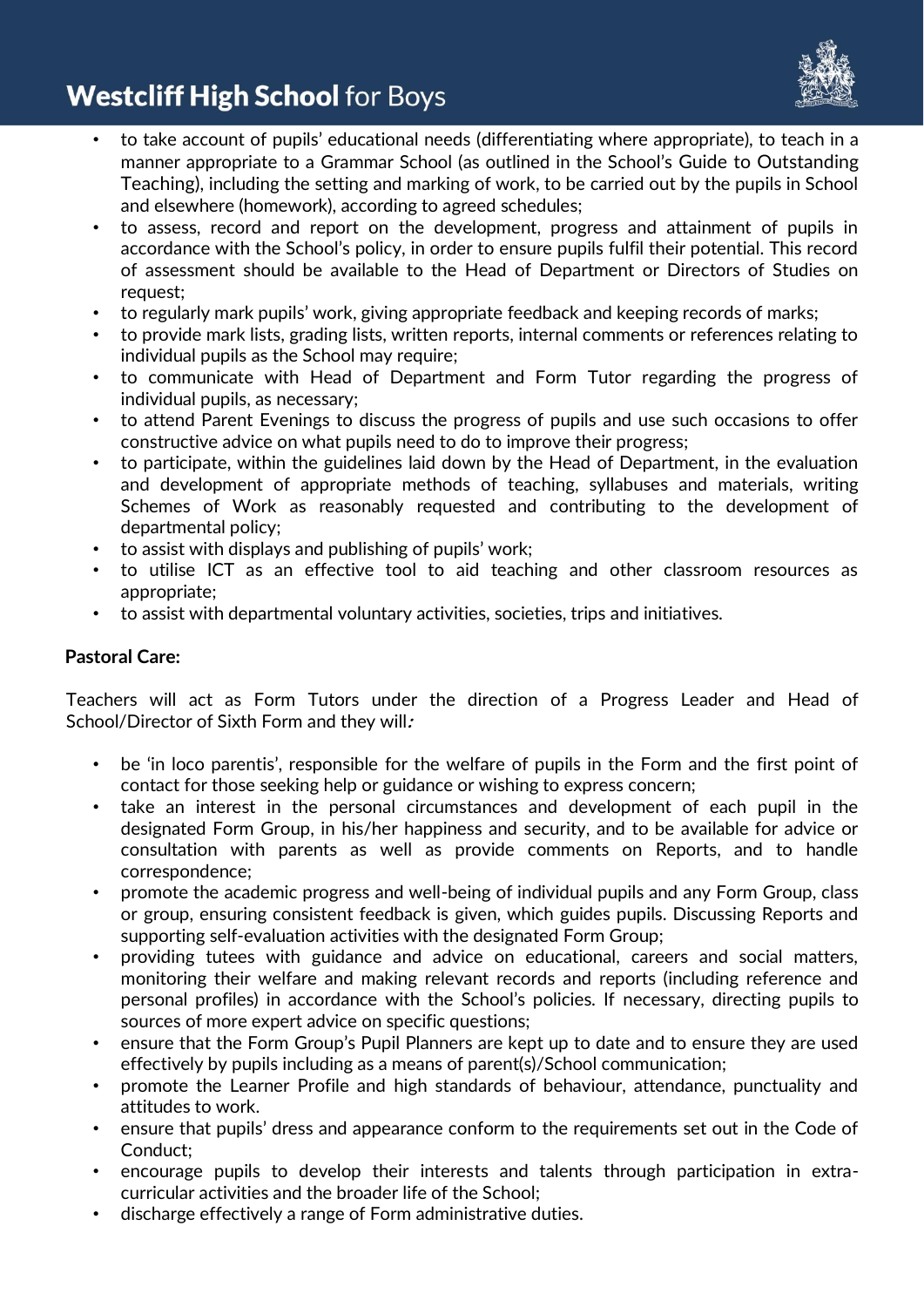- to take account of pupils' educational needs (differentiating where appropriate), to teach in a manner appropriate to a Grammar School (as outlined in the School's Guide to Outstanding Teaching), including the setting and marking of work, to be carried out by the pupils in School and elsewhere (homework), according to agreed schedules;
- to assess, record and report on the development, progress and attainment of pupils in accordance with the School's policy, in order to ensure pupils fulfil their potential. This record of assessment should be available to the Head of Department or Directors of Studies on request;
- to regularly mark pupils' work, giving appropriate feedback and keeping records of marks;
- to provide mark lists, grading lists, written reports, internal comments or references relating to individual pupils as the School may require;
- to communicate with Head of Department and Form Tutor regarding the progress of individual pupils, as necessary;
- to attend Parent Evenings to discuss the progress of pupils and use such occasions to offer constructive advice on what pupils need to do to improve their progress;
- to participate, within the guidelines laid down by the Head of Department, in the evaluation and development of appropriate methods of teaching, syllabuses and materials, writing Schemes of Work as reasonably requested and contributing to the development of departmental policy;
- to assist with displays and publishing of pupils' work;
- to utilise ICT as an effective tool to aid teaching and other classroom resources as appropriate;
- to assist with departmental voluntary activities, societies, trips and initiatives.

**Pastoral Care:**

Teachers will act as Form Tutors under the direction of a Progress Leader and Head of School/Director of Sixth Form and they will:

- be 'in loco parentis', responsible for the welfare of pupils in the Form and the first point of contact for those seeking help or guidance or wishing to express concern;
- take an interest in the personal circumstances and development of each pupil in the designated Form Group, in his/her happiness and security, and to be available for advice or consultation with parents as well as provide comments on Reports, and to handle correspondence;
- promote the academic progress and well-being of individual pupils and any Form Group, class or group, ensuring consistent feedback is given, which guides pupils. Discussing Reports and supporting self-evaluation activities with the designated Form Group;
- providing tutees with guidance and advice on educational, careers and social matters, monitoring their welfare and making relevant records and reports (including reference and personal profiles) in accordance with the School's policies. If necessary, directing pupils to sources of more expert advice on specific questions;
- ensure that the Form Group's Pupil Planners are kept up to date and to ensure they are used effectively by pupils including as a means of parent(s)/School communication;
- promote the Learner Profile and high standards of behaviour, attendance, punctuality and attitudes to work.
- ensure that pupils' dress and appearance conform to the requirements set out in the Code of Conduct;
- encourage pupils to develop their interests and talents through participation in extra-curricular activities and the broader life of the School;
- discharge effectively a range of Form administrative duties.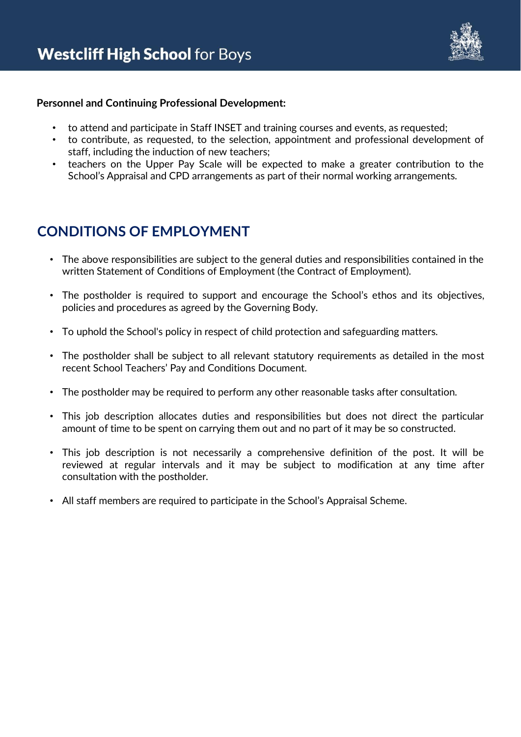**Personnel and Continuing Professional Development:**

- to attend and participate in Staff INSET and training courses and events, as requested;
- to contribute, as requested, to the selection, appointment and professional development of staff, including the induction of new teachers;
- teachers on the Upper Pay Scale will be expected to make a greater contribution to the School's Appraisal and CPD arrangements as part of their normal working arrangements.

## CONDITIONS OF EMPLOYMENT

- The above responsibilities are subject to the general duties and responsibilities contained in the written Statement of Conditions of Employment (the Contract of Employment).
- The postholder is required to support and encourage the School's ethos and its objectives, policies and procedures as agreed by the Governing Body.
- To uphold the School's policy in respect of child protection and safeguarding matters.
- The postholder shall be subject to all relevant statutory requirements as detailed in the most recent School Teachers' Pay and Conditions Document.
- The postholder may be required to perform any other reasonable tasks after consultation.
- This job description allocates duties and responsibilities but does not direct the particular amount of time to be spent on carrying them out and no part of it may be so constructed.
- This job description is not necessarily a comprehensive definition of the post. It will be reviewed at regular intervals and it may be subject to modification at any time after consultation with the postholder.
- All staff members are required to participate in the School's Appraisal Scheme.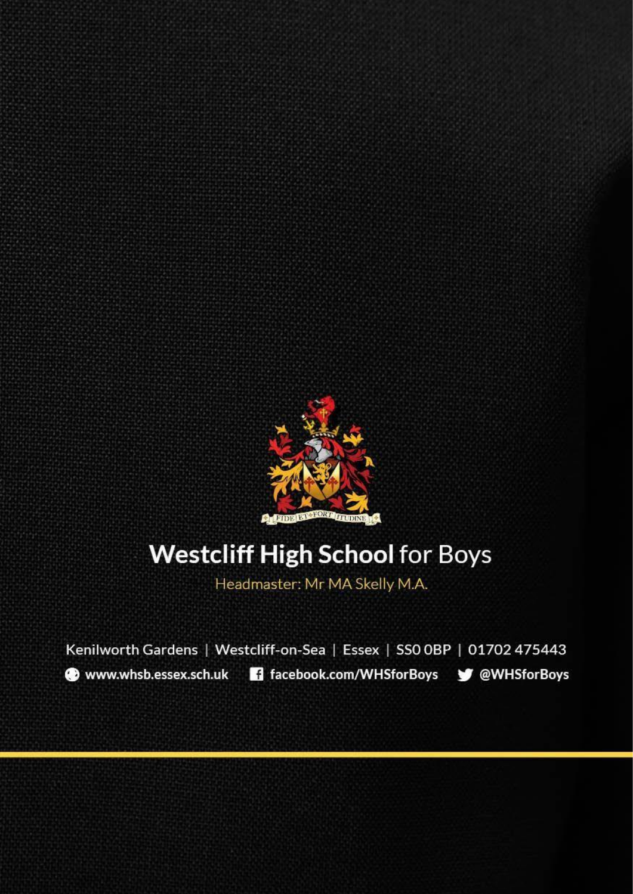FIDE ET FORTITUDINE

**Westcliff High School** for Boys

Headmaster: Mr MA Skelly M.A.

Kenilworth Gardens | Westcliff-on-Sea | Essex | SS0 0BP | 01702 475443

**www.whsb.essex.sch.uk** **facebook.com/WHSforBoys** **@WHSforBoys**